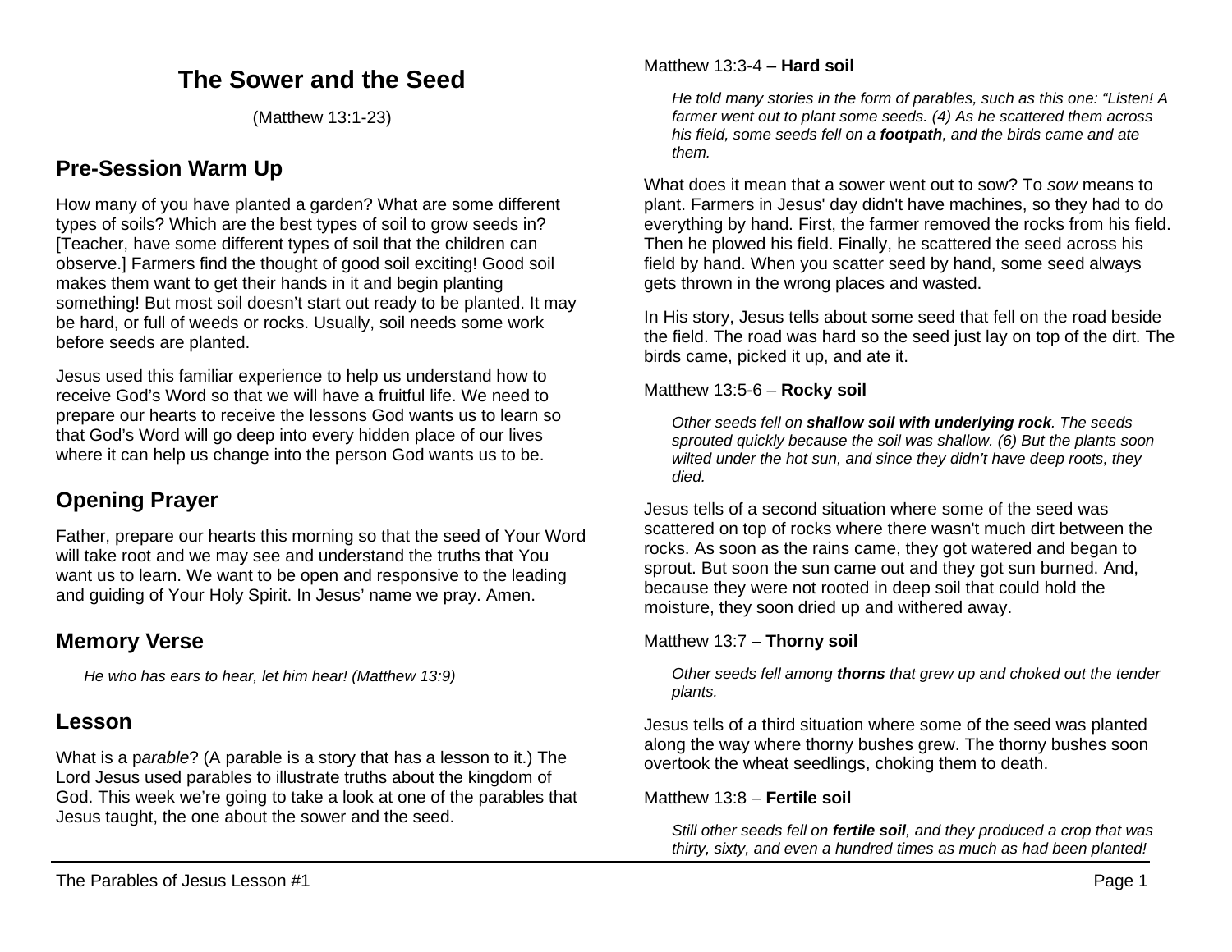# The Sower and the Seed

(Matthew 13:1-23)

## Pre-Session Warm Up

How many of you have planted a garden? What are some different types of soils? Which are the best types of soil to grow seeds in? [Teacher, have some different types of soil that the children can observe.] Farmers find the thought of good soil exciting! Good soil makes them want to get their hands in it and begin planting something! But most soil doesn't start out ready to be planted. It may be hard, or full of weeds or rocks. Usually, soil needs some work before seeds are planted.

Jesus used this familiar experience to help us understand how to receive God's Word so that we will have a fruitful life. We need to prepare our hearts to receive the lessons God wants us to learn so that God's Word will go deep into every hidden place of our lives where it can help us change into the person God wants us to be.

## Opening Prayer

Father, prepare our hearts this morning so that the seed of Your Word will take root and we may see and understand the truths that You want us to learn. We want to be open and responsive to the leading and guiding of Your Holy Spirit. In Jesus' name we pray. Amen.

## Memory Verse

> *He who has ears to hear, let him hear! (Matthew 13:9)*

## Lesson

What is a p*arable*? (A parable is a story that has a lesson to it.) The Lord Jesus used parables to illustrate truths about the kingdom of God. This week we're going to take a look at one of the parables that Jesus taught, the one about the sower and the seed.

Matthew 13:3-4 – **Hard soil**

> *He told many stories in the form of parables, such as this one: "Listen! A farmer went out to plant some seeds. (4) As he scattered them across his field, some seeds fell on a **footpath**, and the birds came and ate them.*

What does it mean that a sower went out to sow? To *sow* means to plant. Farmers in Jesus' day didn't have machines, so they had to do everything by hand. First, the farmer removed the rocks from his field. Then he plowed his field. Finally, he scattered the seed across his field by hand. When you scatter seed by hand, some seed always gets thrown in the wrong places and wasted.

In His story, Jesus tells about some seed that fell on the road beside the field. The road was hard so the seed just lay on top of the dirt. The birds came, picked it up, and ate it.

Matthew 13:5-6 – **Rocky soil**

> *Other seeds fell on **shallow soil with underlying rock**. The seeds sprouted quickly because the soil was shallow. (6) But the plants soon wilted under the hot sun, and since they didn't have deep roots, they died.*

Jesus tells of a second situation where some of the seed was scattered on top of rocks where there wasn't much dirt between the rocks. As soon as the rains came, they got watered and began to sprout. But soon the sun came out and they got sun burned. And, because they were not rooted in deep soil that could hold the moisture, they soon dried up and withered away.

Matthew 13:7 – **Thorny soil**

> *Other seeds fell among **thorns** that grew up and choked out the tender plants.*

Jesus tells of a third situation where some of the seed was planted along the way where thorny bushes grew. The thorny bushes soon overtook the wheat seedlings, choking them to death.

Matthew 13:8 – **Fertile soil**

> *Still other seeds fell on **fertile soil**, and they produced a crop that was thirty, sixty, and even a hundred times as much as had been planted!*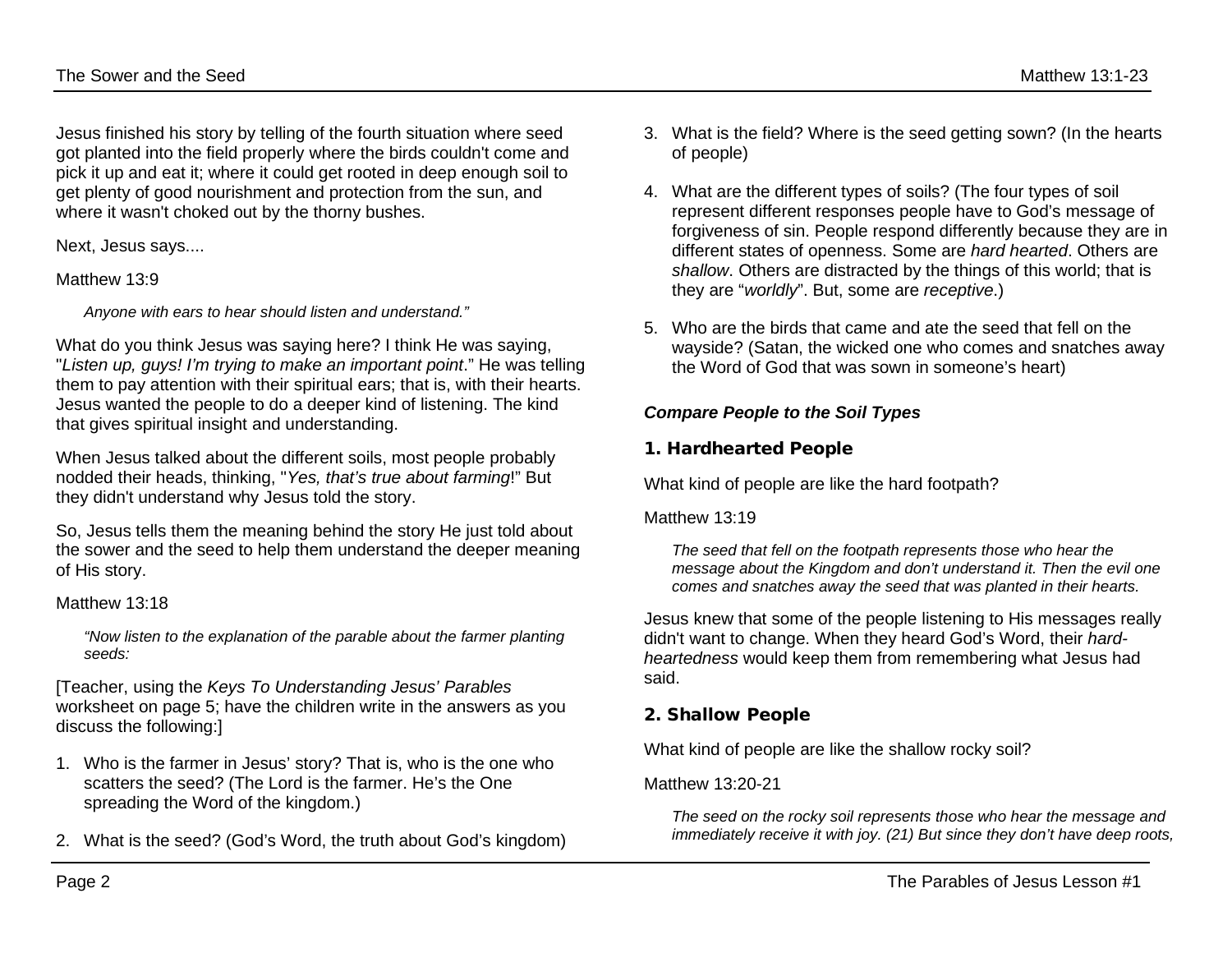Jesus finished his story by telling of the fourth situation where seed got planted into the field properly where the birds couldn't come and pick it up and eat it; where it could get rooted in deep enough soil to get plenty of good nourishment and protection from the sun, and where it wasn't choked out by the thorny bushes.

Next, Jesus says....

Matthew 13:9

> *Anyone with ears to hear should listen and understand."*

What do you think Jesus was saying here? I think He was saying, "*Listen up, guys! I'm trying to make an important point*." He was telling them to pay attention with their spiritual ears; that is, with their hearts. Jesus wanted the people to do a deeper kind of listening. The kind that gives spiritual insight and understanding.

When Jesus talked about the different soils, most people probably nodded their heads, thinking, "*Yes, that's true about farming*!" But they didn't understand why Jesus told the story.

So, Jesus tells them the meaning behind the story He just told about the sower and the seed to help them understand the deeper meaning of His story.

Matthew 13:18

> *"Now listen to the explanation of the parable about the farmer planting seeds:*

[Teacher, using the *Keys To Understanding Jesus' Parables* worksheet on page 5; have the children write in the answers as you discuss the following:]

1. Who is the farmer in Jesus' story? That is, who is the one who scatters the seed? (The Lord is the farmer. He's the One spreading the Word of the kingdom.)
2. What is the seed? (God's Word, the truth about God's kingdom)
3. What is the field? Where is the seed getting sown? (In the hearts of people)
4. What are the different types of soils? (The four types of soil represent different responses people have to God's message of forgiveness of sin. People respond differently because they are in different states of openness. Some are *hard hearted*. Others are *shallow*. Others are distracted by the things of this world; that is they are "*worldly*". But, some are *receptive*.)
5. Who are the birds that came and ate the seed that fell on the wayside? (Satan, the wicked one who comes and snatches away the Word of God that was sown in someone's heart)

***Compare People to the Soil Types***

### 1. Hardhearted People

What kind of people are like the hard footpath?

Matthew 13:19

> *The seed that fell on the footpath represents those who hear the message about the Kingdom and don't understand it. Then the evil one comes and snatches away the seed that was planted in their hearts.*

Jesus knew that some of the people listening to His messages really didn't want to change. When they heard God's Word, their *hard-heartedness* would keep them from remembering what Jesus had said.

### 2. Shallow People

What kind of people are like the shallow rocky soil?

Matthew 13:20-21

> *The seed on the rocky soil represents those who hear the message and immediately receive it with joy. (21) But since they don't have deep roots,*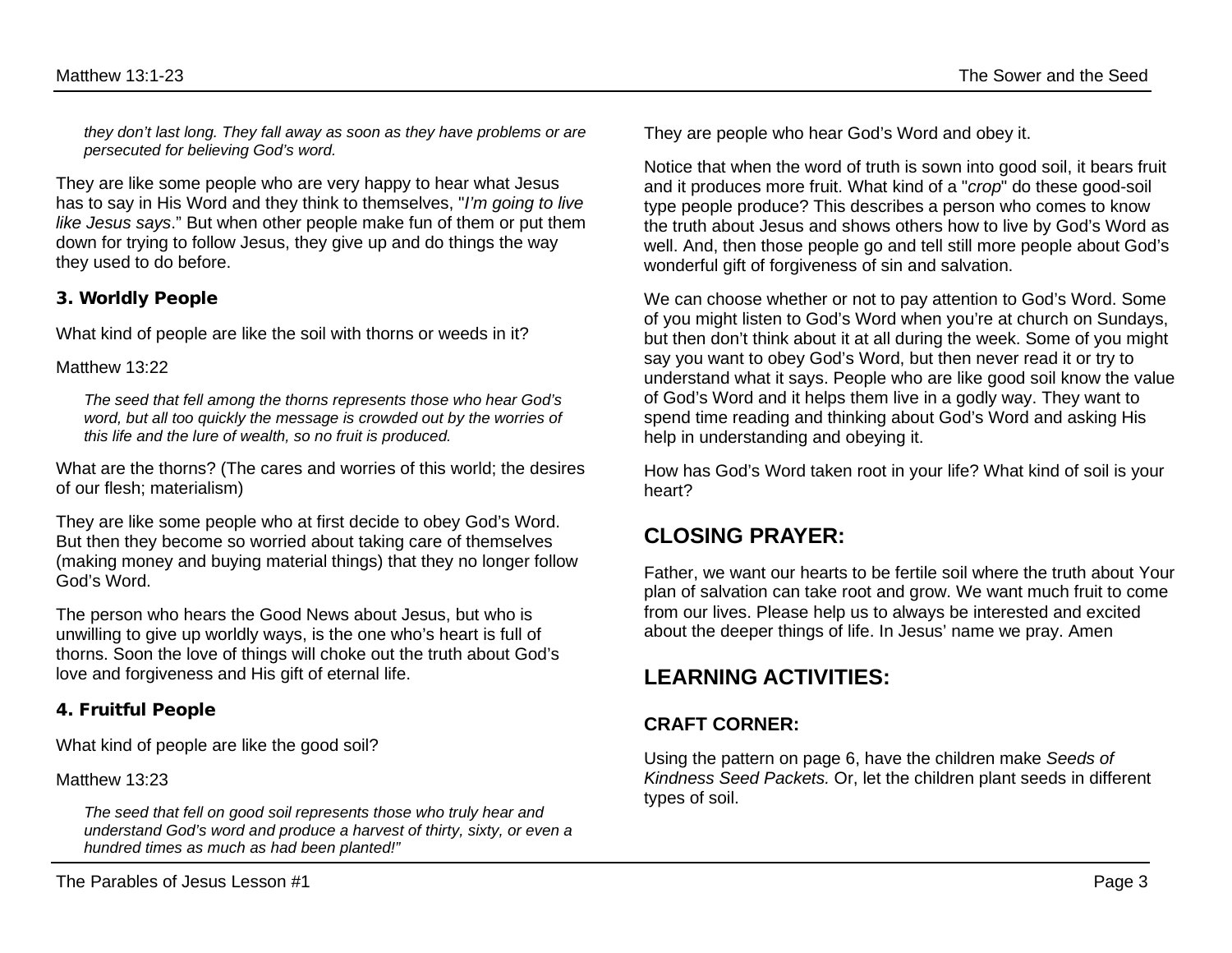*they don't last long. They fall away as soon as they have problems or are persecuted for believing God's word.*

They are like some people who are very happy to hear what Jesus has to say in His Word and they think to themselves, "*I'm going to live like Jesus says*." But when other people make fun of them or put them down for trying to follow Jesus, they give up and do things the way they used to do before.

### 3. Worldly People

What kind of people are like the soil with thorns or weeds in it?

Matthew 13:22

> *The seed that fell among the thorns represents those who hear God's word, but all too quickly the message is crowded out by the worries of this life and the lure of wealth, so no fruit is produced.*

What are the thorns? (The cares and worries of this world; the desires of our flesh; materialism)

They are like some people who at first decide to obey God's Word. But then they become so worried about taking care of themselves (making money and buying material things) that they no longer follow God's Word.

The person who hears the Good News about Jesus, but who is unwilling to give up worldly ways, is the one who's heart is full of thorns. Soon the love of things will choke out the truth about God's love and forgiveness and His gift of eternal life.

### 4. Fruitful People

What kind of people are like the good soil?

Matthew 13:23

> *The seed that fell on good soil represents those who truly hear and understand God's word and produce a harvest of thirty, sixty, or even a hundred times as much as had been planted!"*

They are people who hear God's Word and obey it.

Notice that when the word of truth is sown into good soil, it bears fruit and it produces more fruit. What kind of a "*crop*" do these good-soil type people produce? This describes a person who comes to know the truth about Jesus and shows others how to live by God's Word as well. And, then those people go and tell still more people about God's wonderful gift of forgiveness of sin and salvation.

We can choose whether or not to pay attention to God's Word. Some of you might listen to God's Word when you're at church on Sundays, but then don't think about it at all during the week. Some of you might say you want to obey God's Word, but then never read it or try to understand what it says. People who are like good soil know the value of God's Word and it helps them live in a godly way. They want to spend time reading and thinking about God's Word and asking His help in understanding and obeying it.

How has God's Word taken root in your life? What kind of soil is your heart?

## CLOSING PRAYER:

Father, we want our hearts to be fertile soil where the truth about Your plan of salvation can take root and grow. We want much fruit to come from our lives. Please help us to always be interested and excited about the deeper things of life. In Jesus' name we pray. Amen

## LEARNING ACTIVITIES:

### CRAFT CORNER:

Using the pattern on page 6, have the children make *Seeds of Kindness Seed Packets.* Or, let the children plant seeds in different types of soil.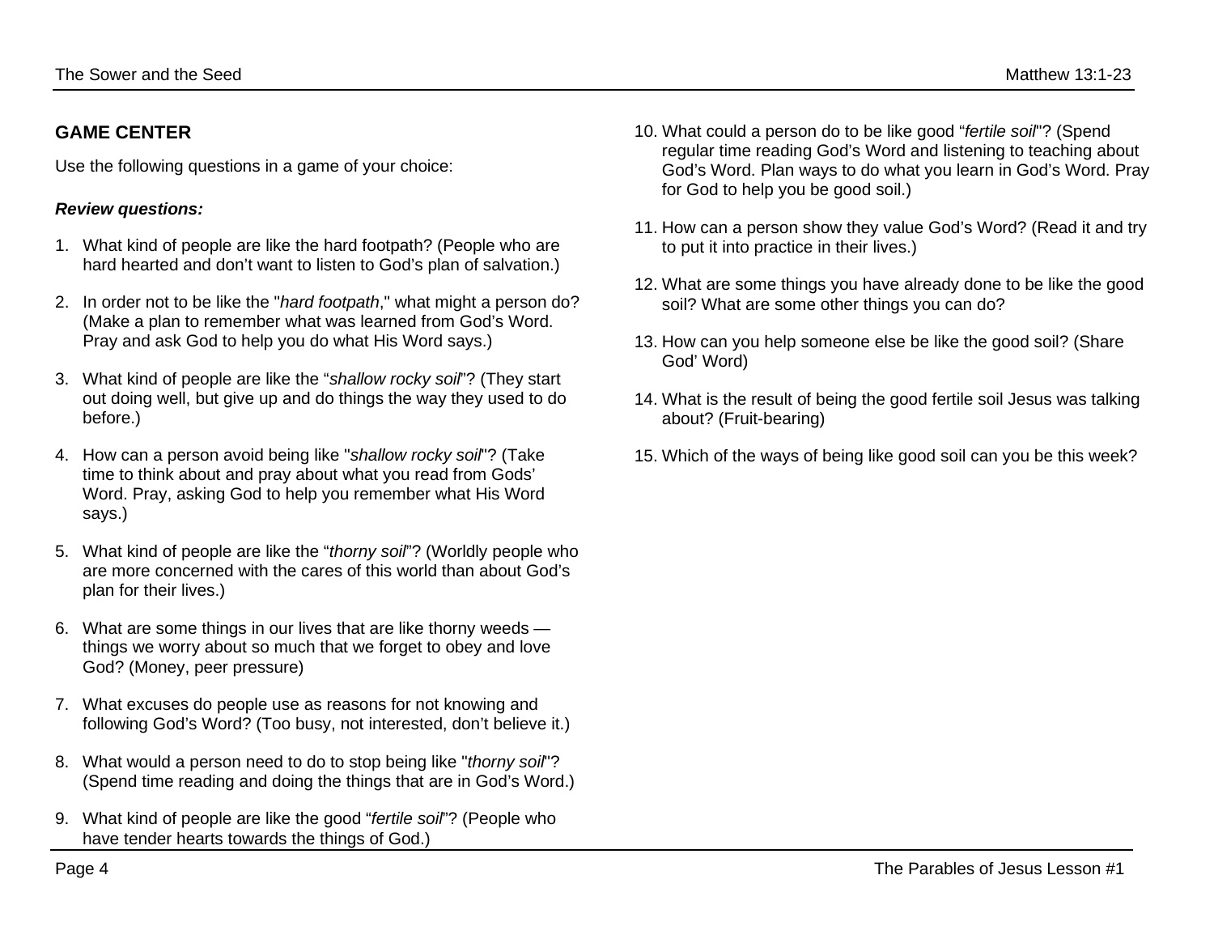## GAME CENTER

Use the following questions in a game of your choice:

***Review questions:***

1. What kind of people are like the hard footpath? (People who are hard hearted and don't want to listen to God's plan of salvation.)

2. In order not to be like the "*hard footpath*," what might a person do? (Make a plan to remember what was learned from God's Word. Pray and ask God to help you do what His Word says.)

3. What kind of people are like the "*shallow rocky soil*"? (They start out doing well, but give up and do things the way they used to do before.)

4. How can a person avoid being like "*shallow rocky soil*"? (Take time to think about and pray about what you read from Gods' Word. Pray, asking God to help you remember what His Word says.)

5. What kind of people are like the "*thorny soil*"? (Worldly people who are more concerned with the cares of this world than about God's plan for their lives.)

6. What are some things in our lives that are like thorny weeds — things we worry about so much that we forget to obey and love God? (Money, peer pressure)

7. What excuses do people use as reasons for not knowing and following God's Word? (Too busy, not interested, don't believe it.)

8. What would a person need to do to stop being like "*thorny soil*"? (Spend time reading and doing the things that are in God's Word.)

9. What kind of people are like the good "*fertile soil*"? (People who have tender hearts towards the things of God.)

10. What could a person do to be like good "*fertile soil*"? (Spend regular time reading God's Word and listening to teaching about God's Word. Plan ways to do what you learn in God's Word. Pray for God to help you be good soil.)

11. How can a person show they value God's Word? (Read it and try to put it into practice in their lives.)

12. What are some things you have already done to be like the good soil? What are some other things you can do?

13. How can you help someone else be like the good soil? (Share God' Word)

14. What is the result of being the good fertile soil Jesus was talking about? (Fruit-bearing)

15. Which of the ways of being like good soil can you be this week?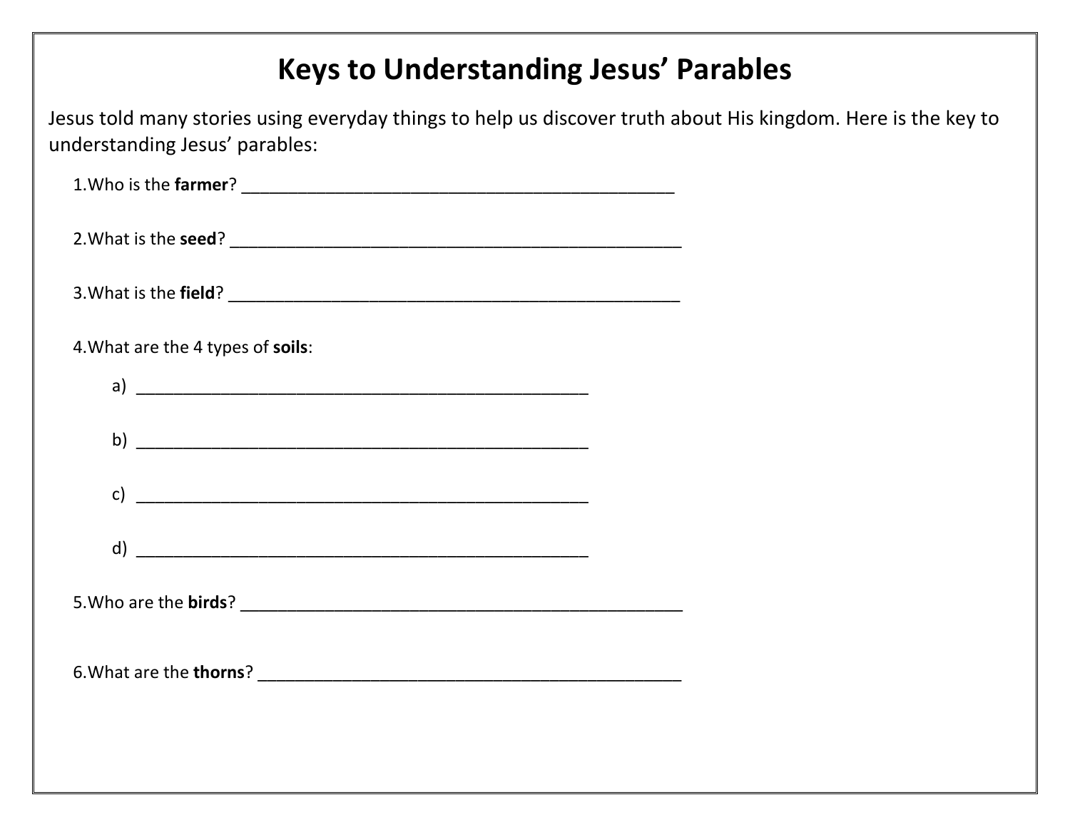# Keys to Understanding Jesus' Parables

Jesus told many stories using everyday things to help us discover truth about His kingdom. Here is the key to understanding Jesus' parables:

1. Who is the **farmer**? _______________________________________________

2. What is the **seed**? _________________________________________________

3. What is the **field**? _________________________________________________

4. What are the 4 types of **soils**:

   a) _________________________________________________

   b) _________________________________________________

   c) _________________________________________________

   d) _________________________________________________

5. Who are the **birds**? _________________________________________________

6. What are the **thorns**? _______________________________________________